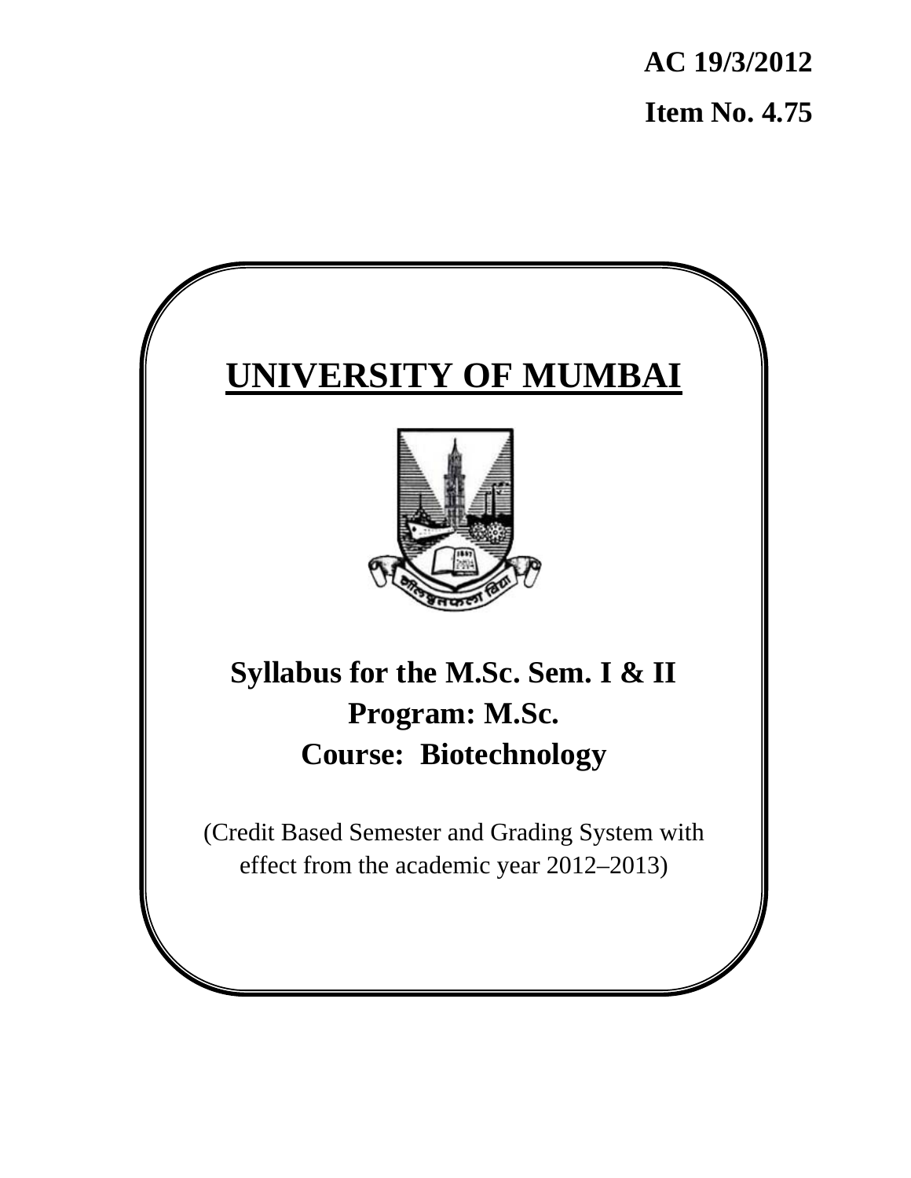**AC 19/3/2012**

**Item No. 4.75**

# UNIVERSITY OF MUMBAI

## Syllabus for the M.Sc. Sem. I & II
## Program: M.Sc.
## Course: Biotechnology

(Credit Based Semester and Grading System with effect from the academic year 2012–2013)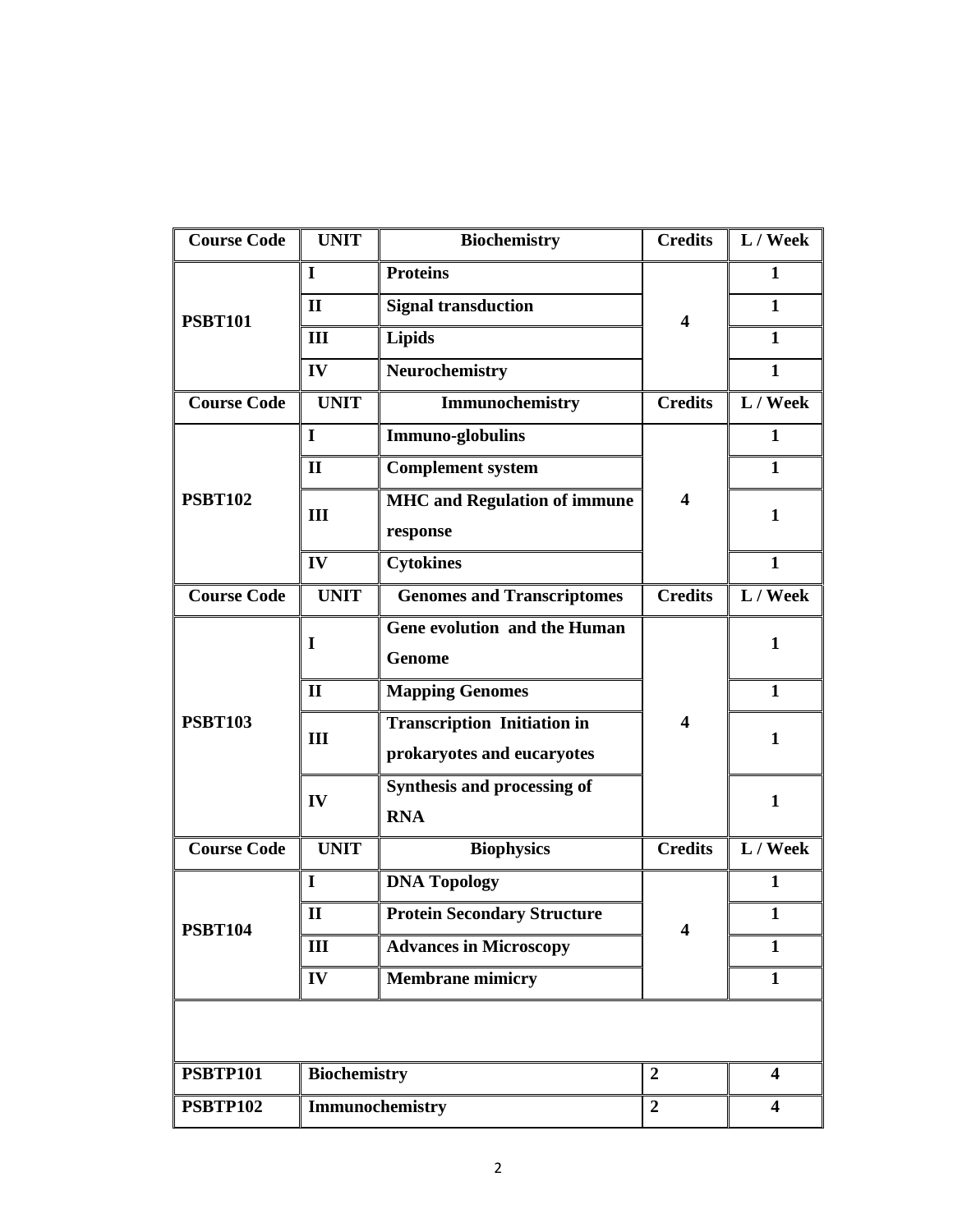| Course Code | UNIT | Biochemistry | Credits | L / Week |
|---|---|---|---|---|
| PSBT101 | I | **Proteins** | 4 | 1 |
| | II | **Signal transduction** | | 1 |
| | III | **Lipids** | | 1 |
| | IV | **Neurochemistry** | | 1 |
| **Course Code** | **UNIT** | **Immunochemistry** | **Credits** | **L / Week** |
| PSBT102 | I | **Immuno-globulins** | 4 | 1 |
| | II | **Complement system** | | 1 |
| | III | **MHC and Regulation of immune response** | | 1 |
| | IV | **Cytokines** | | 1 |
| **Course Code** | **UNIT** | **Genomes and Transcriptomes** | **Credits** | **L / Week** |
| PSBT103 | I | **Gene evolution and the Human Genome** | 4 | 1 |
| | II | **Mapping Genomes** | | 1 |
| | III | **Transcription Initiation in prokaryotes and eucaryotes** | | 1 |
| | IV | **Synthesis and processing of RNA** | | 1 |
| **Course Code** | **UNIT** | **Biophysics** | **Credits** | **L / Week** |
| PSBT104 | I | **DNA Topology** | 4 | 1 |
| | II | **Protein Secondary Structure** | | 1 |
| | III | **Advances in Microscopy** | | 1 |
| | IV | **Membrane mimicry** | | 1 |
| | | | | |
| **PSBTP101** | **Biochemistry** | | 2 | 4 |
| **PSBTP102** | **Immunochemistry** | | 2 | 4 |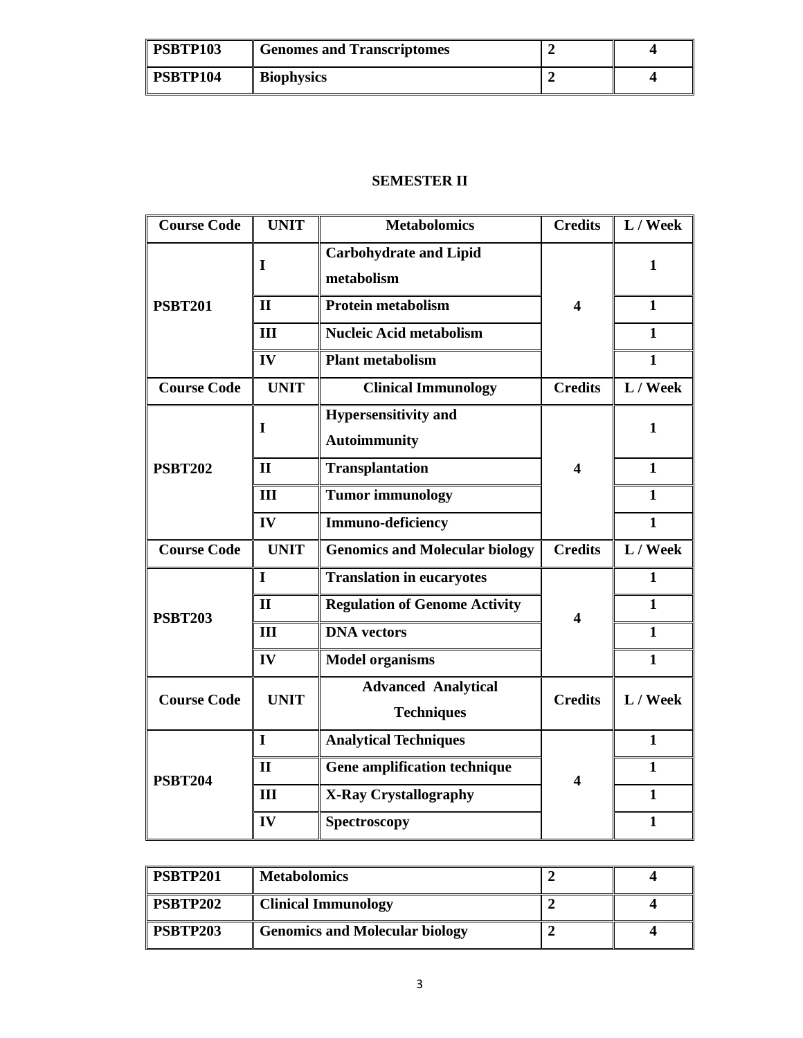| PSBTP103 | Genomes and Transcriptomes | 2 | 4 |
|---|---|---|---|
| PSBTP104 | Biophysics | 2 | 4 |

## SEMESTER II

| Course Code | UNIT | Metabolomics | Credits | L / Week |
|---|---|---|---|---|
| PSBT201 | I | Carbohydrate and Lipid metabolism | 4 | 1 |
| | II | Protein metabolism | | 1 |
| | III | Nucleic Acid metabolism | | 1 |
| | IV | Plant metabolism | | 1 |
| **Course Code** | **UNIT** | **Clinical Immunology** | **Credits** | **L / Week** |
| PSBT202 | I | Hypersensitivity and Autoimmunity | 4 | 1 |
| | II | Transplantation | | 1 |
| | III | Tumor immunology | | 1 |
| | IV | Immuno-deficiency | | 1 |
| **Course Code** | **UNIT** | **Genomics and Molecular biology** | **Credits** | **L / Week** |
| PSBT203 | I | Translation in eucaryotes | 4 | 1 |
| | II | Regulation of Genome Activity | | 1 |
| | III | DNA vectors | | 1 |
| | IV | Model organisms | | 1 |
| **Course Code** | **UNIT** | **Advanced Analytical Techniques** | **Credits** | **L / Week** |
| PSBT204 | I | Analytical Techniques | 4 | 1 |
| | II | Gene amplification technique | | 1 |
| | III | X-Ray Crystallography | | 1 |
| | IV | Spectroscopy | | 1 |

| PSBTP201 | Metabolomics | 2 | 4 |
|---|---|---|---|
| PSBTP202 | Clinical Immunology | 2 | 4 |
| PSBTP203 | Genomics and Molecular biology | 2 | 4 |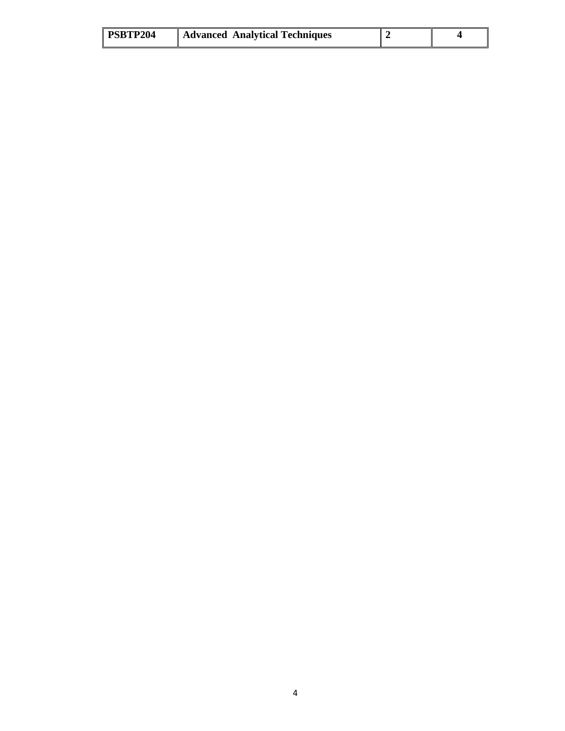| PSBTP204 | Advanced Analytical Techniques | 2 | 4 |
|---|---|---|---|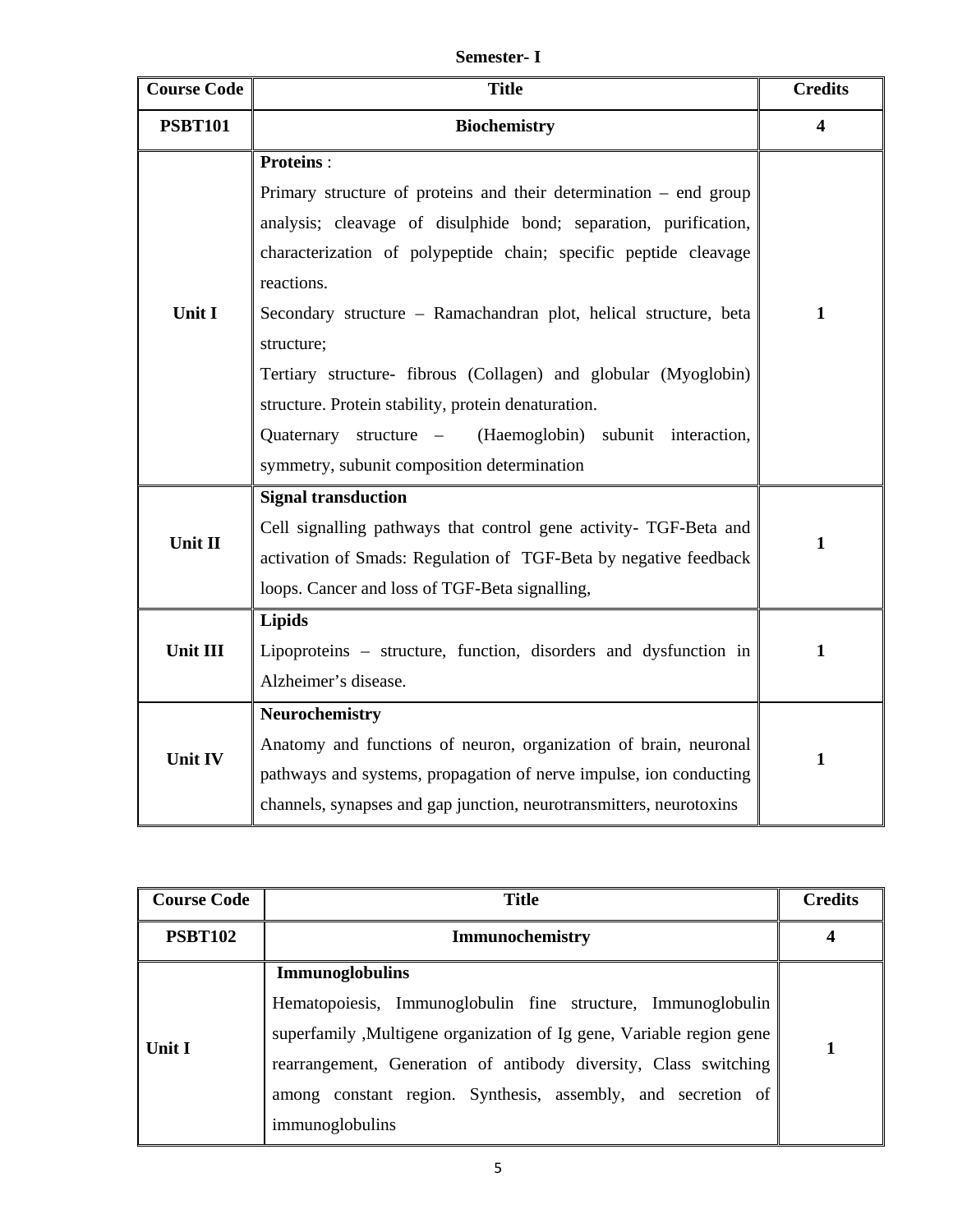**Semester- I**

| Course Code | Title | Credits |
|---|---|---|
| **PSBT101** | **Biochemistry** | **4** |
| **Unit I** | **Proteins** : Primary structure of proteins and their determination – end group analysis; cleavage of disulphide bond; separation, purification, characterization of polypeptide chain; specific peptide cleavage reactions. Secondary structure – Ramachandran plot, helical structure, beta structure; Tertiary structure- fibrous (Collagen) and globular (Myoglobin) structure. Protein stability, protein denaturation. Quaternary structure – (Haemoglobin) subunit interaction, symmetry, subunit composition determination | **1** |
| **Unit II** | **Signal transduction** Cell signalling pathways that control gene activity- TGF-Beta and activation of Smads: Regulation of TGF-Beta by negative feedback loops. Cancer and loss of TGF-Beta signalling, | **1** |
| **Unit III** | **Lipids** Lipoproteins – structure, function, disorders and dysfunction in Alzheimer's disease. | **1** |
| **Unit IV** | **Neurochemistry** Anatomy and functions of neuron, organization of brain, neuronal pathways and systems, propagation of nerve impulse, ion conducting channels, synapses and gap junction, neurotransmitters, neurotoxins | **1** |

| Course Code | Title | Credits |
|---|---|---|
| **PSBT102** | **Immunochemistry** | **4** |
| **Unit I** | **Immunoglobulins** Hematopoiesis, Immunoglobulin fine structure, Immunoglobulin superfamily ,Multigene organization of Ig gene, Variable region gene rearrangement, Generation of antibody diversity, Class switching among constant region. Synthesis, assembly, and secretion of immunoglobulins | **1** |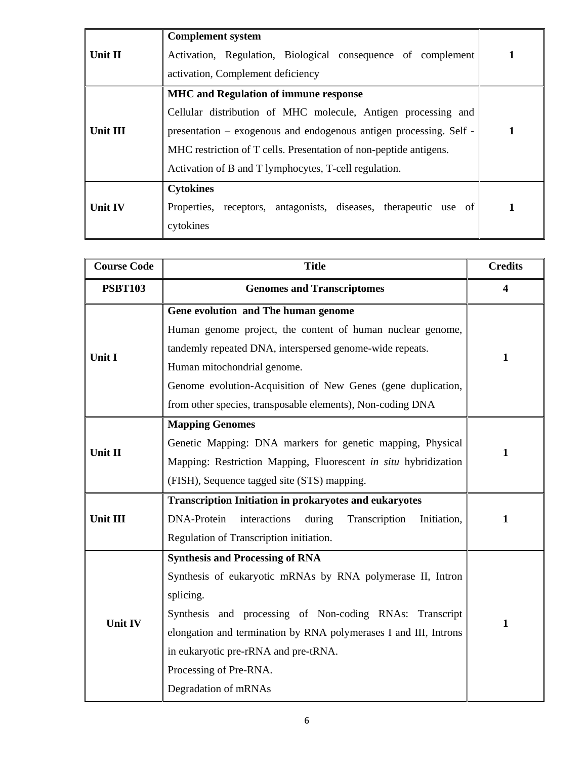| | | |
|---|---|---|
| **Unit II** | **Complement system**<br>Activation, Regulation, Biological consequence of complement activation, Complement deficiency | **1** |
| **Unit III** | **MHC and Regulation of immune response**<br>Cellular distribution of MHC molecule, Antigen processing and presentation – exogenous and endogenous antigen processing. Self - MHC restriction of T cells. Presentation of non-peptide antigens.<br>Activation of B and T lymphocytes, T-cell regulation. | **1** |
| **Unit IV** | **Cytokines**<br>Properties, receptors, antagonists, diseases, therapeutic use of cytokines | **1** |

| Course Code | Title | Credits |
|---|---|---|
| **PSBT103** | **Genomes and Transcriptomes** | **4** |
| **Unit I** | **Gene evolution and The human genome**<br>Human genome project, the content of human nuclear genome, tandemly repeated DNA, interspersed genome-wide repeats.<br>Human mitochondrial genome.<br>Genome evolution-Acquisition of New Genes (gene duplication, from other species, transposable elements), Non-coding DNA | **1** |
| **Unit II** | **Mapping Genomes**<br>Genetic Mapping: DNA markers for genetic mapping, Physical Mapping: Restriction Mapping, Fluorescent *in situ* hybridization (FISH), Sequence tagged site (STS) mapping. | **1** |
| **Unit III** | **Transcription Initiation in prokaryotes and eukaryotes**<br>DNA-Protein interactions during Transcription Initiation, Regulation of Transcription initiation. | **1** |
| **Unit IV** | **Synthesis and Processing of RNA**<br>Synthesis of eukaryotic mRNAs by RNA polymerase II, Intron splicing.<br>Synthesis and processing of Non-coding RNAs: Transcript elongation and termination by RNA polymerases I and III, Introns in eukaryotic pre-rRNA and pre-tRNA.<br>Processing of Pre-RNA.<br>Degradation of mRNAs | **1** |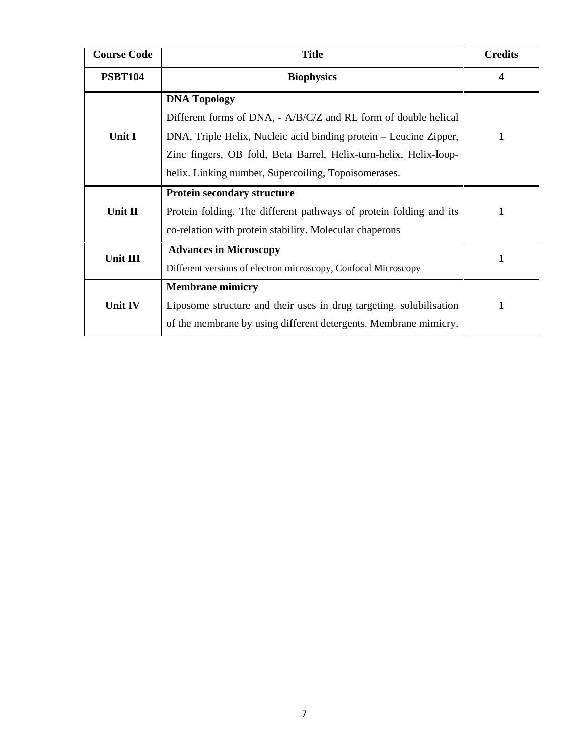| Course Code | Title | Credits |
|---|---|---|
| **PSBT104** | **Biophysics** | **4** |
| **Unit I** | **DNA Topology**<br>Different forms of DNA, - A/B/C/Z and RL form of double helical DNA, Triple Helix, Nucleic acid binding protein – Leucine Zipper, Zinc fingers, OB fold, Beta Barrel, Helix-turn-helix, Helix-loop-helix. Linking number, Supercoiling, Topoisomerases. | **1** |
| **Unit II** | **Protein secondary structure**<br>Protein folding. The different pathways of protein folding and its co-relation with protein stability. Molecular chaperons | **1** |
| **Unit III** | **Advances in Microscopy**<br>Different versions of electron microscopy, Confocal Microscopy | **1** |
| **Unit IV** | **Membrane mimicry**<br>Liposome structure and their uses in drug targeting. solubilisation of the membrane by using different detergents. Membrane mimicry. | **1** |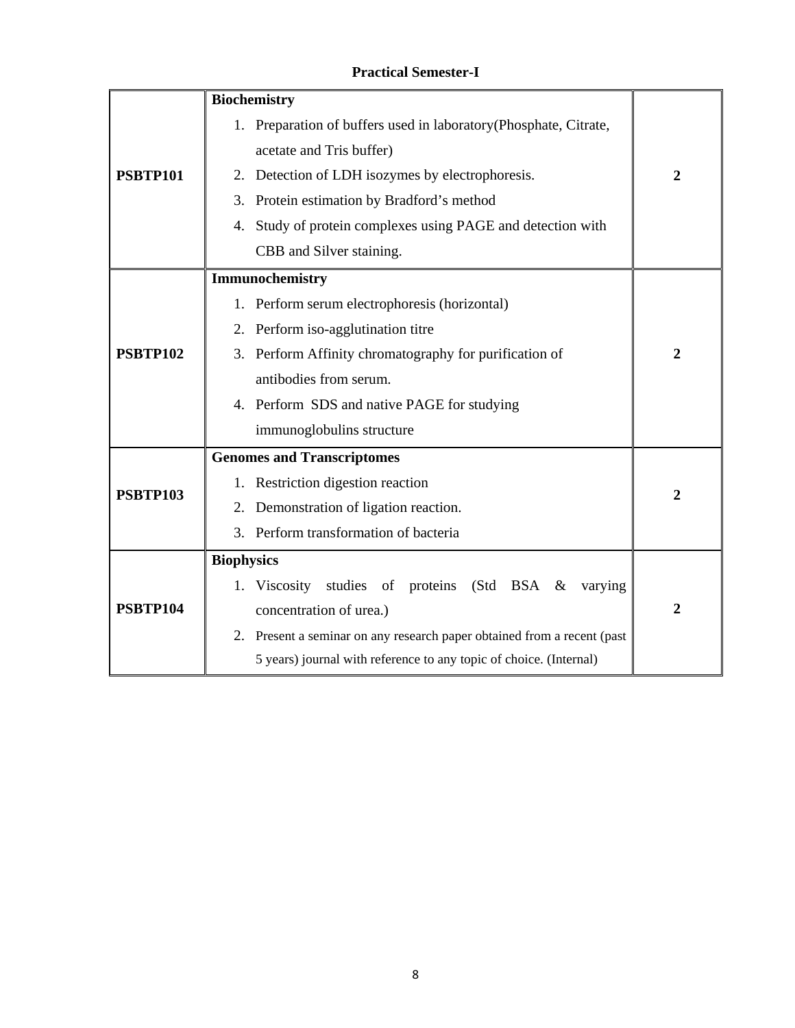**Practical Semester-I**

| | | |
|---|---|---|
| **PSBTP101** | **Biochemistry**<br>1. Preparation of buffers used in laboratory(Phosphate, Citrate, acetate and Tris buffer)<br>2. Detection of LDH isozymes by electrophoresis.<br>3. Protein estimation by Bradford's method<br>4. Study of protein complexes using PAGE and detection with CBB and Silver staining. | **2** |
| **PSBTP102** | **Immunochemistry**<br>1. Perform serum electrophoresis (horizontal)<br>2. Perform iso-agglutination titre<br>3. Perform Affinity chromatography for purification of antibodies from serum.<br>4. Perform SDS and native PAGE for studying immunoglobulins structure | **2** |
| **PSBTP103** | **Genomes and Transcriptomes**<br>1. Restriction digestion reaction<br>2. Demonstration of ligation reaction.<br>3. Perform transformation of bacteria | **2** |
| **PSBTP104** | **Biophysics**<br>1. Viscosity studies of proteins (Std BSA & varying concentration of urea.)<br>2. Present a seminar on any research paper obtained from a recent (past 5 years) journal with reference to any topic of choice. (Internal) | **2** |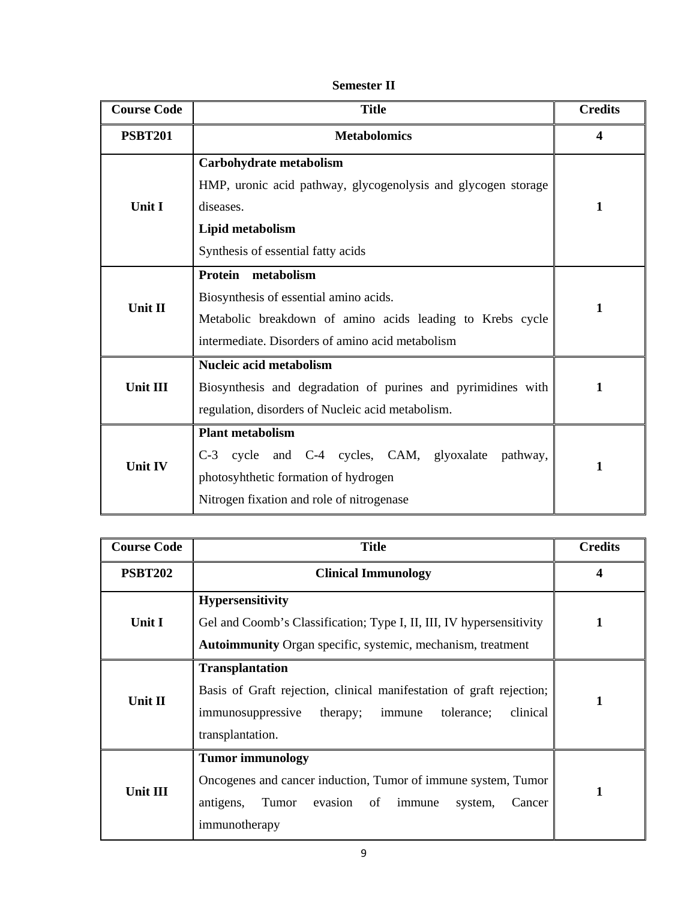## Semester II

| Course Code | Title | Credits |
|---|---|---|
| **PSBT201** | **Metabolomics** | **4** |
| **Unit I** | **Carbohydrate metabolism**<br>HMP, uronic acid pathway, glycogenolysis and glycogen storage diseases.<br>**Lipid metabolism**<br>Synthesis of essential fatty acids | 1 |
| **Unit II** | **Protein metabolism**<br>Biosynthesis of essential amino acids.<br>Metabolic breakdown of amino acids leading to Krebs cycle intermediate. Disorders of amino acid metabolism | 1 |
| **Unit III** | **Nucleic acid metabolism**<br>Biosynthesis and degradation of purines and pyrimidines with regulation, disorders of Nucleic acid metabolism. | 1 |
| **Unit IV** | **Plant metabolism**<br>C-3 cycle and C-4 cycles, CAM, glyoxalate pathway, photosyhthetic formation of hydrogen<br>Nitrogen fixation and role of nitrogenase | 1 |

| Course Code | Title | Credits |
|---|---|---|
| **PSBT202** | **Clinical Immunology** | **4** |
| **Unit I** | **Hypersensitivity**<br>Gel and Coomb's Classification; Type I, II, III, IV hypersensitivity<br>**Autoimmunity** Organ specific, systemic, mechanism, treatment | 1 |
| **Unit II** | **Transplantation**<br>Basis of Graft rejection, clinical manifestation of graft rejection; immunosuppressive therapy; immune tolerance; clinical transplantation. | 1 |
| **Unit III** | **Tumor immunology**<br>Oncogenes and cancer induction, Tumor of immune system, Tumor antigens, Tumor evasion of immune system, Cancer immunotherapy | 1 |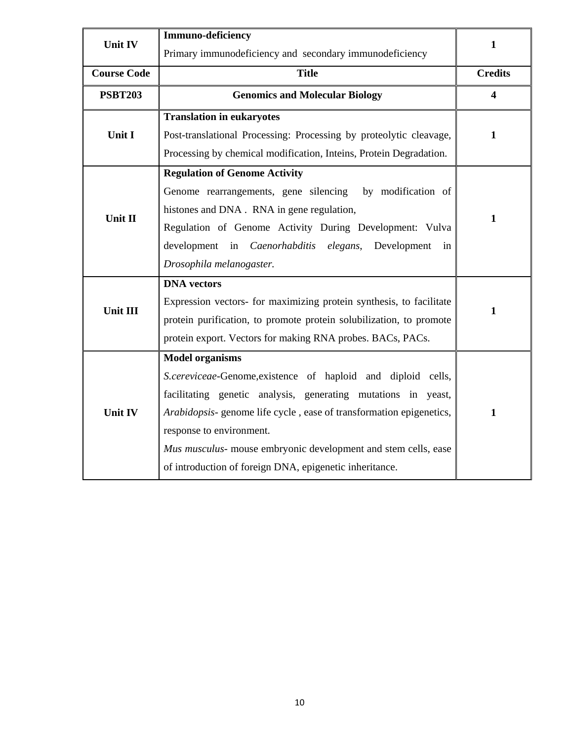| Unit IV | **Immuno-deficiency**<br>Primary immunodeficiency and secondary immunodeficiency | 1 |
|---|---|---|
| **Course Code** | **Title** | **Credits** |
| **PSBT203** | **Genomics and Molecular Biology** | **4** |
| **Unit I** | **Translation in eukaryotes**<br>Post-translational Processing: Processing by proteolytic cleavage, Processing by chemical modification, Inteins, Protein Degradation. | **1** |
| **Unit II** | **Regulation of Genome Activity**<br>Genome rearrangements, gene silencing by modification of histones and DNA . RNA in gene regulation,<br>Regulation of Genome Activity During Development: Vulva development in *Caenorhabditis elegans*, Development in *Drosophila melanogaster*. | **1** |
| **Unit III** | **DNA vectors**<br>Expression vectors- for maximizing protein synthesis, to facilitate protein purification, to promote protein solubilization, to promote protein export. Vectors for making RNA probes. BACs, PACs. | **1** |
| **Unit IV** | **Model organisms**<br>*S.cereviceae*-Genome,existence of haploid and diploid cells, facilitating genetic analysis, generating mutations in yeast, *Arabidopsis*- genome life cycle , ease of transformation epigenetics, response to environment.<br>*Mus musculus*- mouse embryonic development and stem cells, ease of introduction of foreign DNA, epigenetic inheritance. | **1** |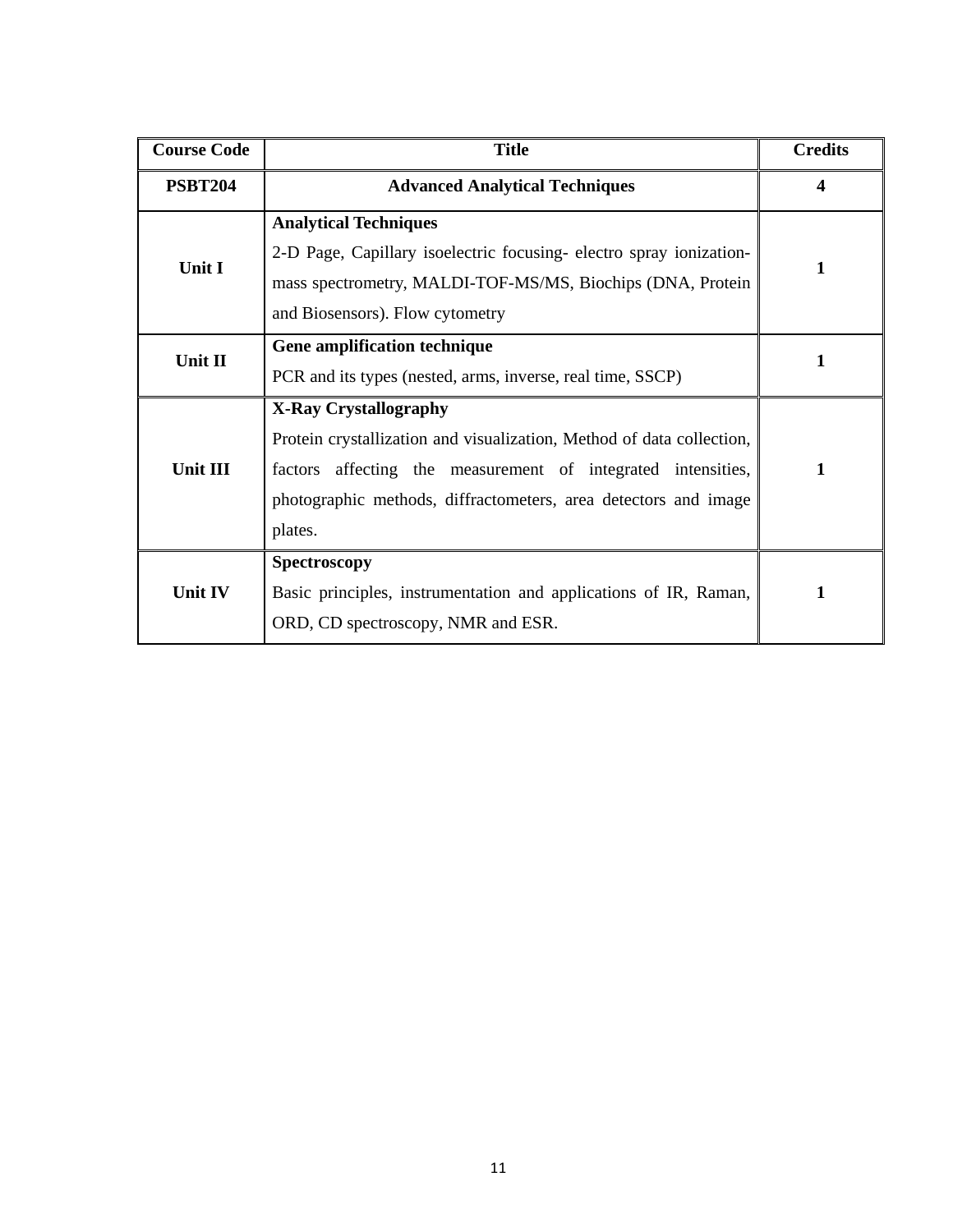| Course Code | Title | Credits |
|---|---|---|
| **PSBT204** | **Advanced Analytical Techniques** | **4** |
| **Unit I** | **Analytical Techniques**<br>2-D Page, Capillary isoelectric focusing- electro spray ionization-mass spectrometry, MALDI-TOF-MS/MS, Biochips (DNA, Protein and Biosensors). Flow cytometry | **1** |
| **Unit II** | **Gene amplification technique**<br>PCR and its types (nested, arms, inverse, real time, SSCP) | **1** |
| **Unit III** | **X-Ray Crystallography**<br>Protein crystallization and visualization, Method of data collection, factors affecting the measurement of integrated intensities, photographic methods, diffractometers, area detectors and image plates. | **1** |
| **Unit IV** | **Spectroscopy**<br>Basic principles, instrumentation and applications of IR, Raman, ORD, CD spectroscopy, NMR and ESR. | **1** |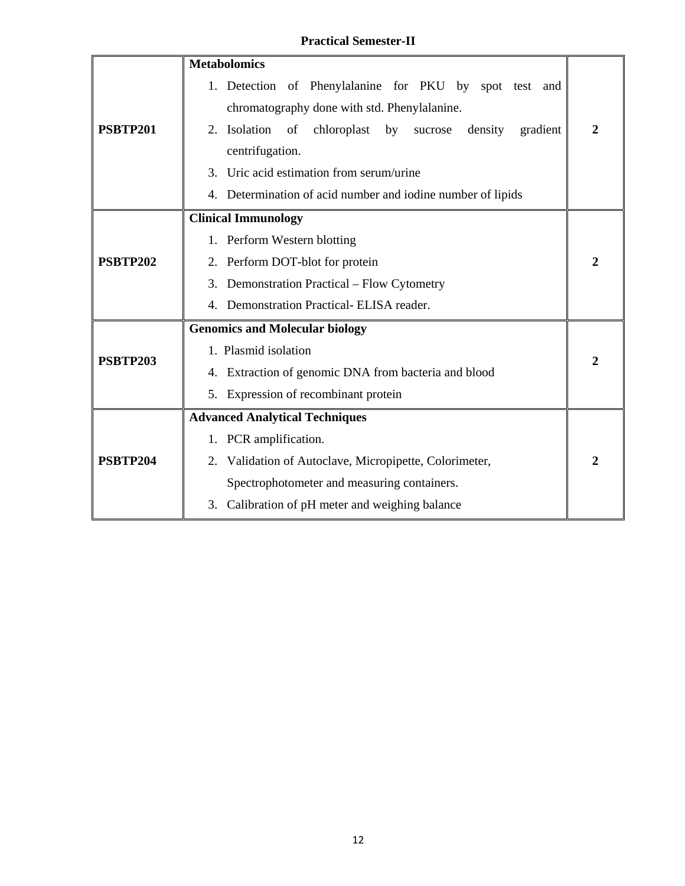## Practical Semester-II

| | | |
|---|---|---|
| **PSBTP201** | **Metabolomics**<br>1. Detection of Phenylalanine for PKU by spot test and chromatography done with std. Phenylalanine.<br>2. Isolation of chloroplast by sucrose density gradient centrifugation.<br>3. Uric acid estimation from serum/urine<br>4. Determination of acid number and iodine number of lipids | **2** |
| **PSBTP202** | **Clinical Immunology**<br>1. Perform Western blotting<br>2. Perform DOT-blot for protein<br>3. Demonstration Practical – Flow Cytometry<br>4. Demonstration Practical- ELISA reader. | **2** |
| **PSBTP203** | **Genomics and Molecular biology**<br>1. Plasmid isolation<br>4. Extraction of genomic DNA from bacteria and blood<br>5. Expression of recombinant protein | **2** |
| **PSBTP204** | **Advanced Analytical Techniques**<br>1. PCR amplification.<br>2. Validation of Autoclave, Micropipette, Colorimeter, Spectrophotometer and measuring containers.<br>3. Calibration of pH meter and weighing balance | **2** |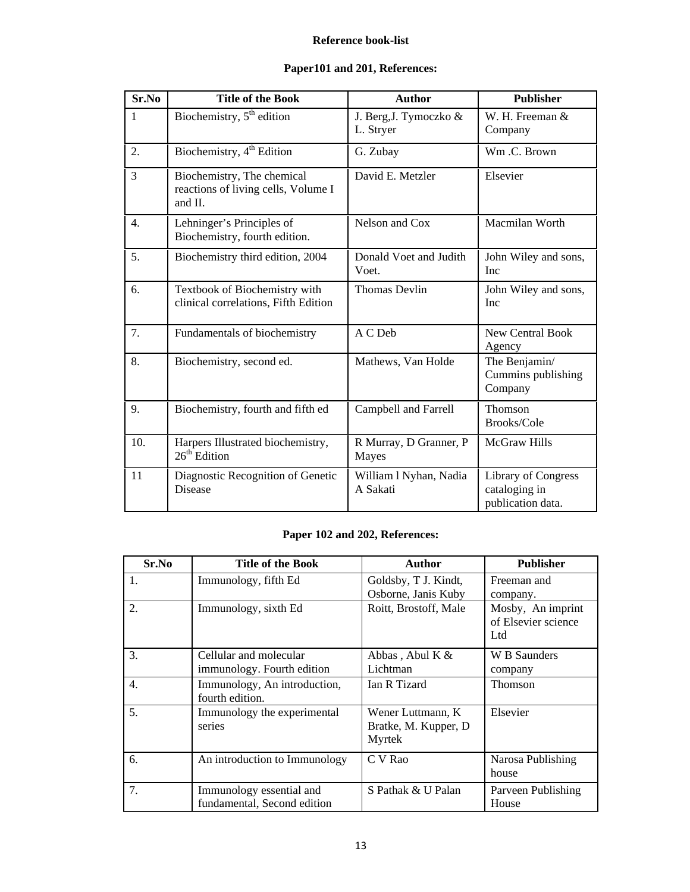## Reference book-list

### Paper101 and 201, References:

| Sr.No | Title of the Book | Author | Publisher |
|---|---|---|---|
| 1 | Biochemistry, 5th edition | J. Berg,J. Tymoczko & L. Stryer | W. H. Freeman & Company |
| 2. | Biochemistry, 4th Edition | G. Zubay | Wm .C. Brown |
| 3 | Biochemistry, The chemical reactions of living cells, Volume I and II. | David E. Metzler | Elsevier |
| 4. | Lehninger's Principles of Biochemistry, fourth edition. | Nelson and Cox | Macmilan Worth |
| 5. | Biochemistry third edition, 2004 | Donald Voet and Judith Voet. | John Wiley and sons, Inc |
| 6. | Textbook of Biochemistry with clinical correlations, Fifth Edition | Thomas Devlin | John Wiley and sons, Inc |
| 7. | Fundamentals of biochemistry | A C Deb | New Central Book Agency |
| 8. | Biochemistry, second ed. | Mathews, Van Holde | The Benjamin/ Cummins publishing Company |
| 9. | Biochemistry, fourth and fifth ed | Campbell and Farrell | Thomson Brooks/Cole |
| 10. | Harpers Illustrated biochemistry, 26th Edition | R Murray, D Granner, P Mayes | McGraw Hills |
| 11 | Diagnostic Recognition of Genetic Disease | William l Nyhan, Nadia A Sakati | Library of Congress cataloging in publication data. |

### Paper 102 and 202, References:

| Sr.No | Title of the Book | Author | Publisher |
|---|---|---|---|
| 1. | Immunology, fifth Ed | Goldsby, T J. Kindt, Osborne, Janis Kuby | Freeman and company. |
| 2. | Immunology, sixth Ed | Roitt, Brostoff, Male | Mosby, An imprint of Elsevier science Ltd |
| 3. | Cellular and molecular immunology. Fourth edition | Abbas , Abul K & Lichtman | W B Saunders company |
| 4. | Immunology, An introduction, fourth edition. | Ian R Tizard | Thomson |
| 5. | Immunology the experimental series | Wener Luttmann, K Bratke, M. Kupper, D Myrtek | Elsevier |
| 6. | An introduction to Immunology | C V Rao | Narosa Publishing house |
| 7. | Immunology essential and fundamental, Second edition | S Pathak & U Palan | Parveen Publishing House |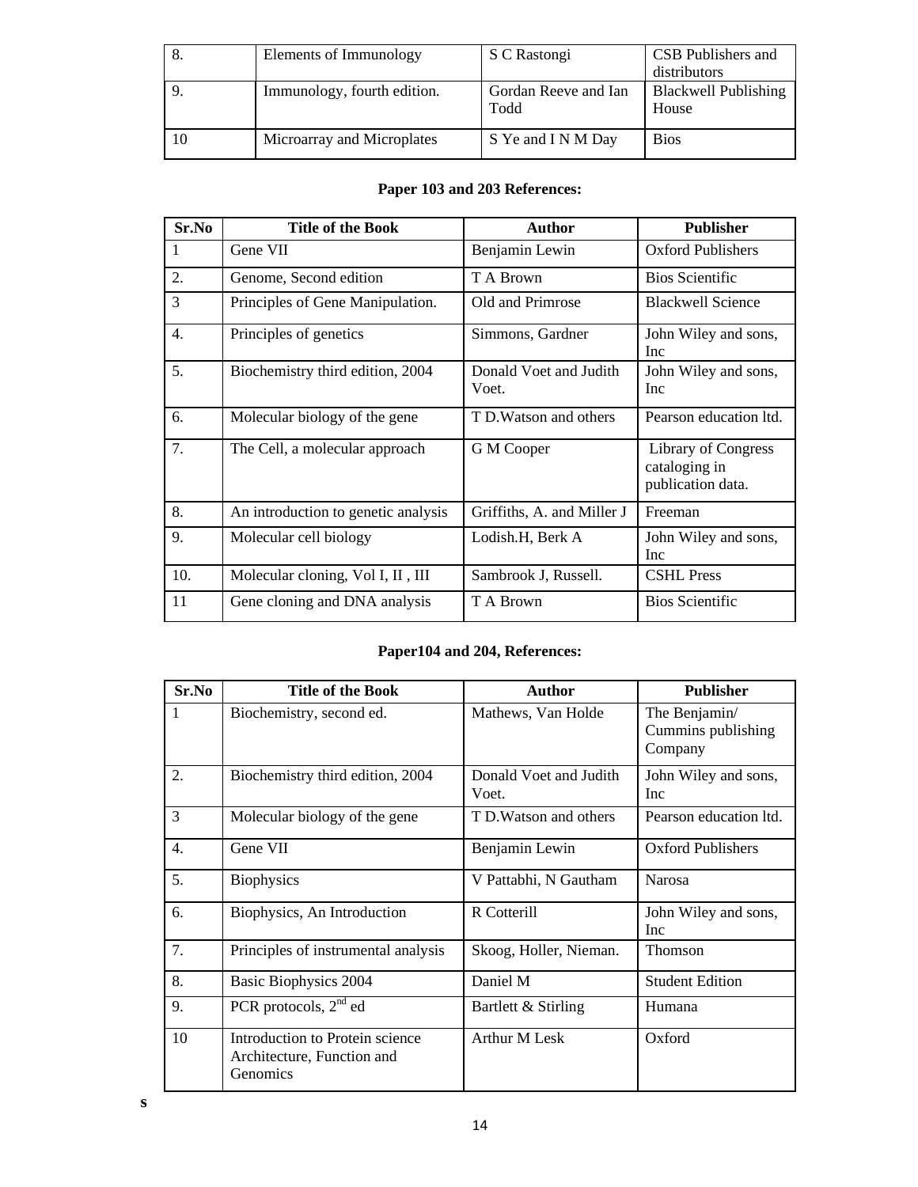| | | | |
|---|---|---|---|
| 8. | Elements of Immunology | S C Rastongi | CSB Publishers and distributors |
| 9. | Immunology, fourth edition. | Gordan Reeve and Ian Todd | Blackwell Publishing House |
| 10 | Microarray and Microplates | S Ye and I N M Day | Bios |

**Paper 103 and 203 References:**

| Sr.No | Title of the Book | Author | Publisher |
|---|---|---|---|
| 1 | Gene VII | Benjamin Lewin | Oxford Publishers |
| 2. | Genome, Second edition | T A Brown | Bios Scientific |
| 3 | Principles of Gene Manipulation. | Old and Primrose | Blackwell Science |
| 4. | Principles of genetics | Simmons, Gardner | John Wiley and sons, Inc |
| 5. | Biochemistry third edition, 2004 | Donald Voet and Judith Voet. | John Wiley and sons, Inc |
| 6. | Molecular biology of the gene | T D.Watson and others | Pearson education ltd. |
| 7. | The Cell, a molecular approach | G M Cooper | Library of Congress cataloging in publication data. |
| 8. | An introduction to genetic analysis | Griffiths, A. and Miller J | Freeman |
| 9. | Molecular cell biology | Lodish.H, Berk A | John Wiley and sons, Inc |
| 10. | Molecular cloning, Vol I, II , III | Sambrook J, Russell. | CSHL Press |
| 11 | Gene cloning and DNA analysis | T A Brown | Bios Scientific |

**Paper104 and 204, References:**

| Sr.No | Title of the Book | Author | Publisher |
|---|---|---|---|
| 1 | Biochemistry, second ed. | Mathews, Van Holde | The Benjamin/ Cummins publishing Company |
| 2. | Biochemistry third edition, 2004 | Donald Voet and Judith Voet. | John Wiley and sons, Inc |
| 3 | Molecular biology of the gene | T D.Watson and others | Pearson education ltd. |
| 4. | Gene VII | Benjamin Lewin | Oxford Publishers |
| 5. | Biophysics | V Pattabhi, N Gautham | Narosa |
| 6. | Biophysics, An Introduction | R Cotterill | John Wiley and sons, Inc |
| 7. | Principles of instrumental analysis | Skoog, Holler, Nieman. | Thomson |
| 8. | Basic Biophysics 2004 | Daniel M | Student Edition |
| 9. | PCR protocols, 2nd ed | Bartlett & Stirling | Humana |
| 10 | Introduction to Protein science Architecture, Function and Genomics | Arthur M Lesk | Oxford |

s